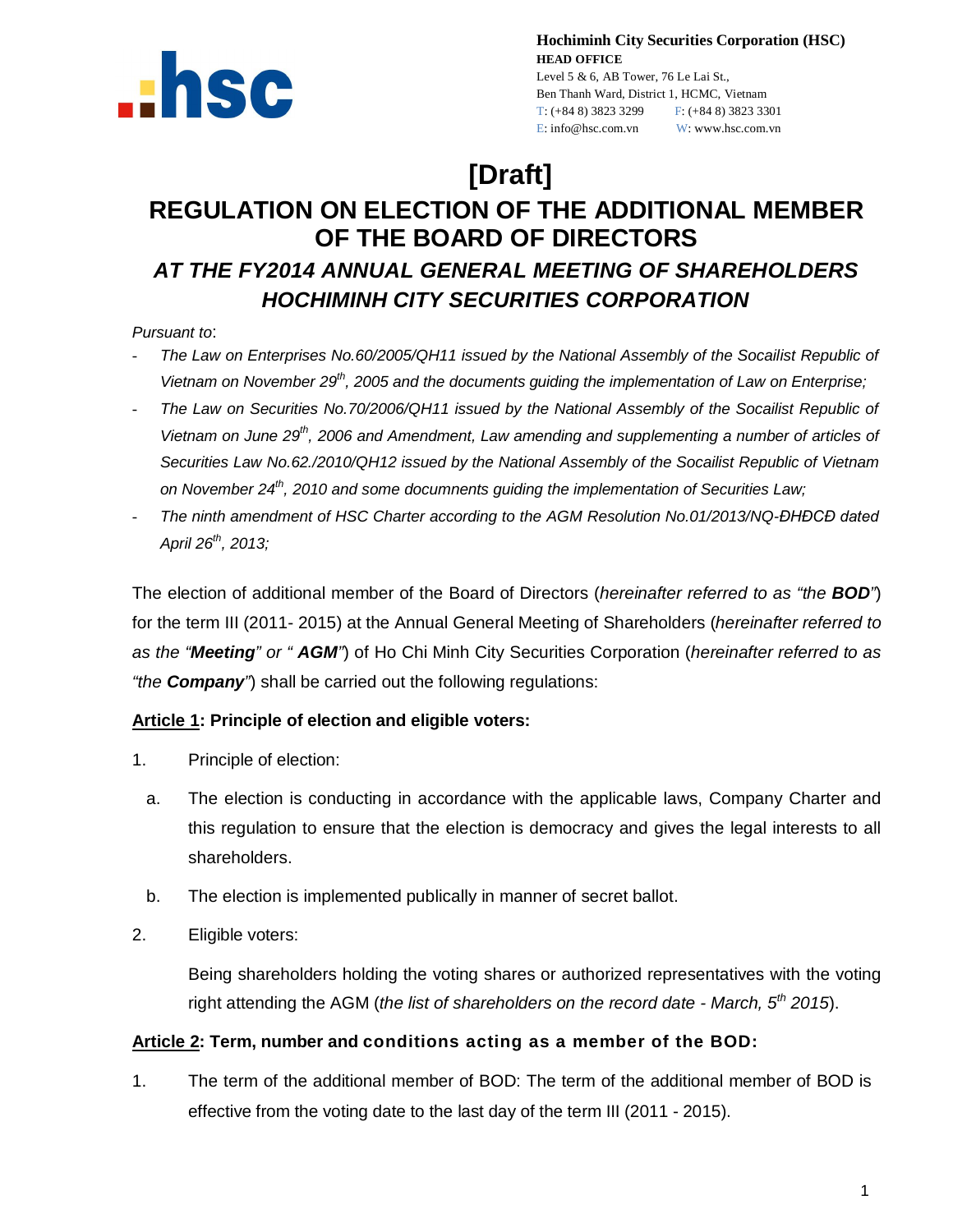**Hochiminh City Securities Corporation (HSC)**
**HEAD OFFICE**
Level 5 & 6, AB Tower, 76 Le Lai St.,
Ben Thanh Ward, District 1, HCMC, Vietnam
T: (+84 8) 3823 3299 F: (+84 8) 3823 3301
E: info@hsc.com.vn W: www.hsc.com.vn

# [Draft]

# REGULATION ON ELECTION OF THE ADDITIONAL MEMBER OF THE BOARD OF DIRECTORS

## *AT THE FY2014 ANNUAL GENERAL MEETING OF SHAREHOLDERS HOCHIMINH CITY SECURITIES CORPORATION*

*Pursuant to*:

- *The Law on Enterprises No.60/2005/QH11 issued by the National Assembly of the Socailist Republic of Vietnam on November 29th, 2005 and the documents guiding the implementation of Law on Enterprise;*
- *The Law on Securities No.70/2006/QH11 issued by the National Assembly of the Socailist Republic of Vietnam on June 29th, 2006 and Amendment, Law amending and supplementing a number of articles of Securities Law No.62./2010/QH12 issued by the National Assembly of the Socailist Republic of Vietnam on November 24th, 2010 and some documnents guiding the implementation of Securities Law;*
- *The ninth amendment of HSC Charter according to the AGM Resolution No.01/2013/NQ-ĐHĐCĐ dated April 26th, 2013;*

The election of additional member of the Board of Directors (*hereinafter referred to as "the **BOD**"*) for the term III (2011- 2015) at the Annual General Meeting of Shareholders (*hereinafter referred to as the "**Meeting**" or " **AGM**"*) of Ho Chi Minh City Securities Corporation (*hereinafter referred to as "the **Company**"*) shall be carried out the following regulations:

**Article 1: Principle of election and eligible voters:**

1. Principle of election:

   a. The election is conducting in accordance with the applicable laws, Company Charter and this regulation to ensure that the election is democracy and gives the legal interests to all shareholders.

   b. The election is implemented publically in manner of secret ballot.

2. Eligible voters:

   Being shareholders holding the voting shares or authorized representatives with the voting right attending the AGM (*the list of shareholders on the record date - March, 5th 2015*).

**Article 2: Term, number and conditions acting as a member of the BOD:**

1. The term of the additional member of BOD: The term of the additional member of BOD is effective from the voting date to the last day of the term III (2011 - 2015).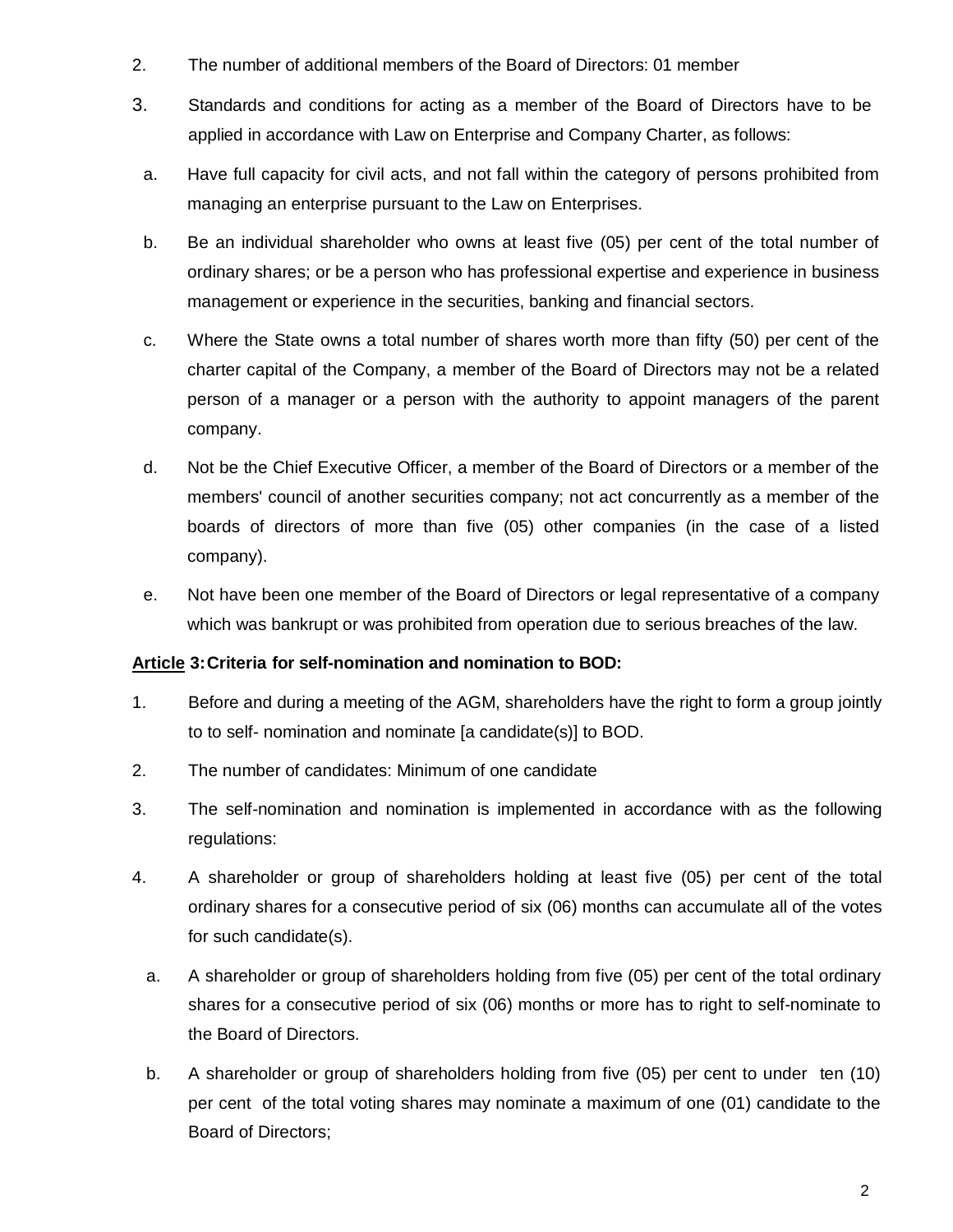2. The number of additional members of the Board of Directors: 01 member

3. Standards and conditions for acting as a member of the Board of Directors have to be applied in accordance with Law on Enterprise and Company Charter, as follows:

   a. Have full capacity for civil acts, and not fall within the category of persons prohibited from managing an enterprise pursuant to the Law on Enterprises.

   b. Be an individual shareholder who owns at least five (05) per cent of the total number of ordinary shares; or be a person who has professional expertise and experience in business management or experience in the securities, banking and financial sectors.

   c. Where the State owns a total number of shares worth more than fifty (50) per cent of the charter capital of the Company, a member of the Board of Directors may not be a related person of a manager or a person with the authority to appoint managers of the parent company.

   d. Not be the Chief Executive Officer, a member of the Board of Directors or a member of the members' council of another securities company; not act concurrently as a member of the boards of directors of more than five (05) other companies (in the case of a listed company).

   e. Not have been one member of the Board of Directors or legal representative of a company which was bankrupt or was prohibited from operation due to serious breaches of the law.

**Article 3: Criteria for self-nomination and nomination to BOD:**

1. Before and during a meeting of the AGM, shareholders have the right to form a group jointly to to self- nomination and nominate [a candidate(s)] to BOD.

2. The number of candidates: Minimum of one candidate

3. The self-nomination and nomination is implemented in accordance with as the following regulations:

4. A shareholder or group of shareholders holding at least five (05) per cent of the total ordinary shares for a consecutive period of six (06) months can accumulate all of the votes for such candidate(s).

   a. A shareholder or group of shareholders holding from five (05) per cent of the total ordinary shares for a consecutive period of six (06) months or more has to right to self-nominate to the Board of Directors.

   b. A shareholder or group of shareholders holding from five (05) per cent to under ten (10) per cent of the total voting shares may nominate a maximum of one (01) candidate to the Board of Directors;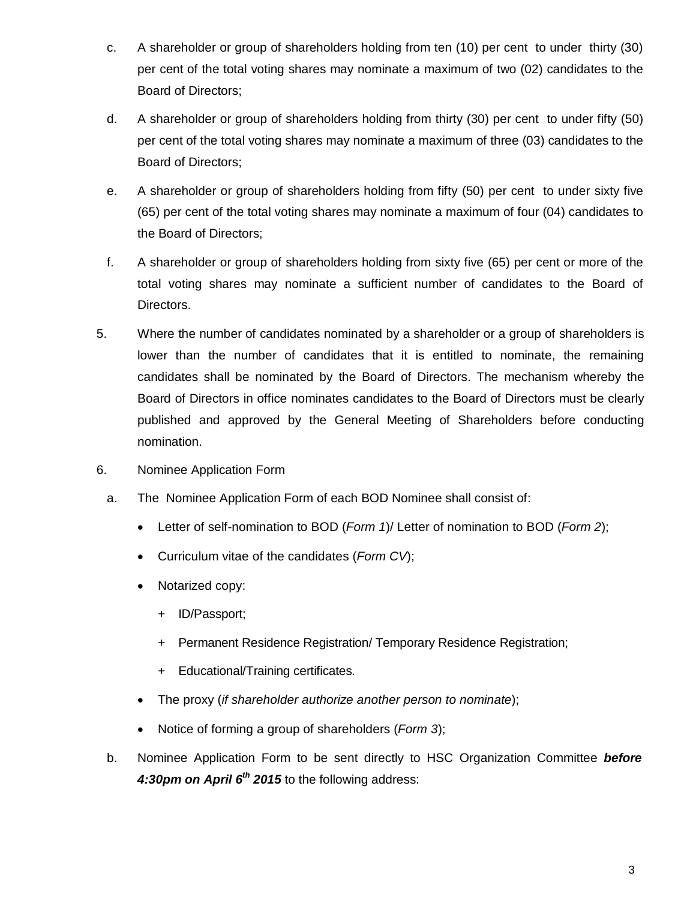c. A shareholder or group of shareholders holding from ten (10) per cent to under thirty (30) per cent of the total voting shares may nominate a maximum of two (02) candidates to the Board of Directors;

d. A shareholder or group of shareholders holding from thirty (30) per cent to under fifty (50) per cent of the total voting shares may nominate a maximum of three (03) candidates to the Board of Directors;

e. A shareholder or group of shareholders holding from fifty (50) per cent to under sixty five (65) per cent of the total voting shares may nominate a maximum of four (04) candidates to the Board of Directors;

f. A shareholder or group of shareholders holding from sixty five (65) per cent or more of the total voting shares may nominate a sufficient number of candidates to the Board of Directors.

5. Where the number of candidates nominated by a shareholder or a group of shareholders is lower than the number of candidates that it is entitled to nominate, the remaining candidates shall be nominated by the Board of Directors. The mechanism whereby the Board of Directors in office nominates candidates to the Board of Directors must be clearly published and approved by the General Meeting of Shareholders before conducting nomination.

6. Nominee Application Form

a. The Nominee Application Form of each BOD Nominee shall consist of:

- Letter of self-nomination to BOD (*Form 1*)/ Letter of nomination to BOD (*Form 2*);
- Curriculum vitae of the candidates (*Form CV*);
- Notarized copy:
  + ID/Passport;
  + Permanent Residence Registration/ Temporary Residence Registration;
  + Educational/Training certificates.
- The proxy (*if shareholder authorize another person to nominate*);
- Notice of forming a group of shareholders (*Form 3*);

b. Nominee Application Form to be sent directly to HSC Organization Committee ***before 4:30pm on April 6th 2015*** to the following address: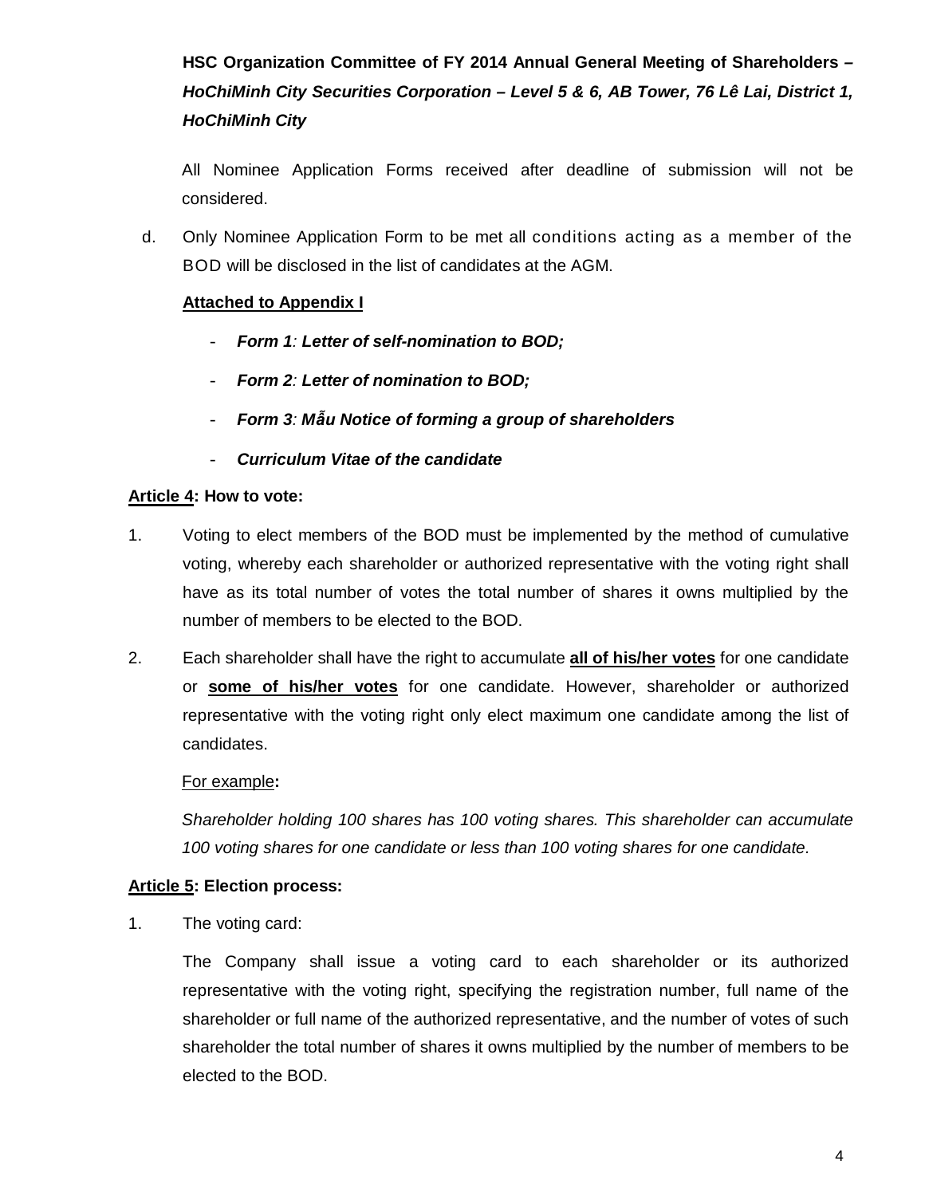**HSC Organization Committee of FY 2014 Annual General Meeting of Shareholders –** ***HoChiMinh City Securities Corporation – Level 5 & 6, AB Tower, 76 Lê Lai, District 1, HoChiMinh City***

All Nominee Application Forms received after deadline of submission will not be considered.

d. Only Nominee Application Form to be met all conditions acting as a member of the BOD will be disclosed in the list of candidates at the AGM.

**Attached to Appendix I**

- ***Form 1**: Letter of self-nomination to BOD;*
- ***Form 2**: Letter of nomination to BOD;*
- ***Form 3**: Mẫu Notice of forming a group of shareholders*
- ***Curriculum Vitae of the candidate***

**Article 4: How to vote:**

1. Voting to elect members of the BOD must be implemented by the method of cumulative voting, whereby each shareholder or authorized representative with the voting right shall have as its total number of votes the total number of shares it owns multiplied by the number of members to be elected to the BOD.

2. Each shareholder shall have the right to accumulate **all of his/her votes** for one candidate or **some of his/her votes** for one candidate. However, shareholder or authorized representative with the voting right only elect maximum one candidate among the list of candidates.

   For example**:**

   *Shareholder holding 100 shares has 100 voting shares. This shareholder can accumulate 100 voting shares for one candidate or less than 100 voting shares for one candidate.*

**Article 5: Election process:**

1. The voting card:

   The Company shall issue a voting card to each shareholder or its authorized representative with the voting right, specifying the registration number, full name of the shareholder or full name of the authorized representative, and the number of votes of such shareholder the total number of shares it owns multiplied by the number of members to be elected to the BOD.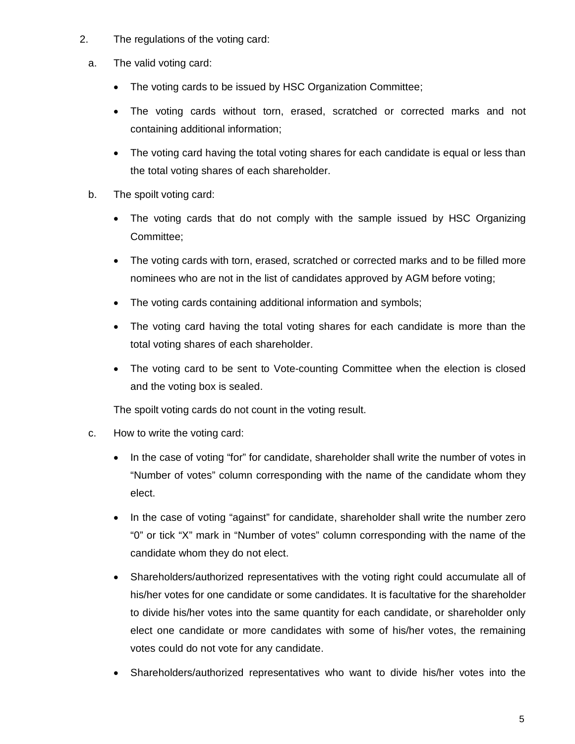2. The regulations of the voting card:

   a. The valid voting card:

      - The voting cards to be issued by HSC Organization Committee;
      - The voting cards without torn, erased, scratched or corrected marks and not containing additional information;
      - The voting card having the total voting shares for each candidate is equal or less than the total voting shares of each shareholder.

   b. The spoilt voting card:

      - The voting cards that do not comply with the sample issued by HSC Organizing Committee;
      - The voting cards with torn, erased, scratched or corrected marks and to be filled more nominees who are not in the list of candidates approved by AGM before voting;
      - The voting cards containing additional information and symbols;
      - The voting card having the total voting shares for each candidate is more than the total voting shares of each shareholder.
      - The voting card to be sent to Vote-counting Committee when the election is closed and the voting box is sealed.

      The spoilt voting cards do not count in the voting result.

   c. How to write the voting card:

      - In the case of voting "for" for candidate, shareholder shall write the number of votes in "Number of votes" column corresponding with the name of the candidate whom they elect.
      - In the case of voting "against" for candidate, shareholder shall write the number zero "0" or tick "X" mark in "Number of votes" column corresponding with the name of the candidate whom they do not elect.
      - Shareholders/authorized representatives with the voting right could accumulate all of his/her votes for one candidate or some candidates. It is facultative for the shareholder to divide his/her votes into the same quantity for each candidate, or shareholder only elect one candidate or more candidates with some of his/her votes, the remaining votes could do not vote for any candidate.
      - Shareholders/authorized representatives who want to divide his/her votes into the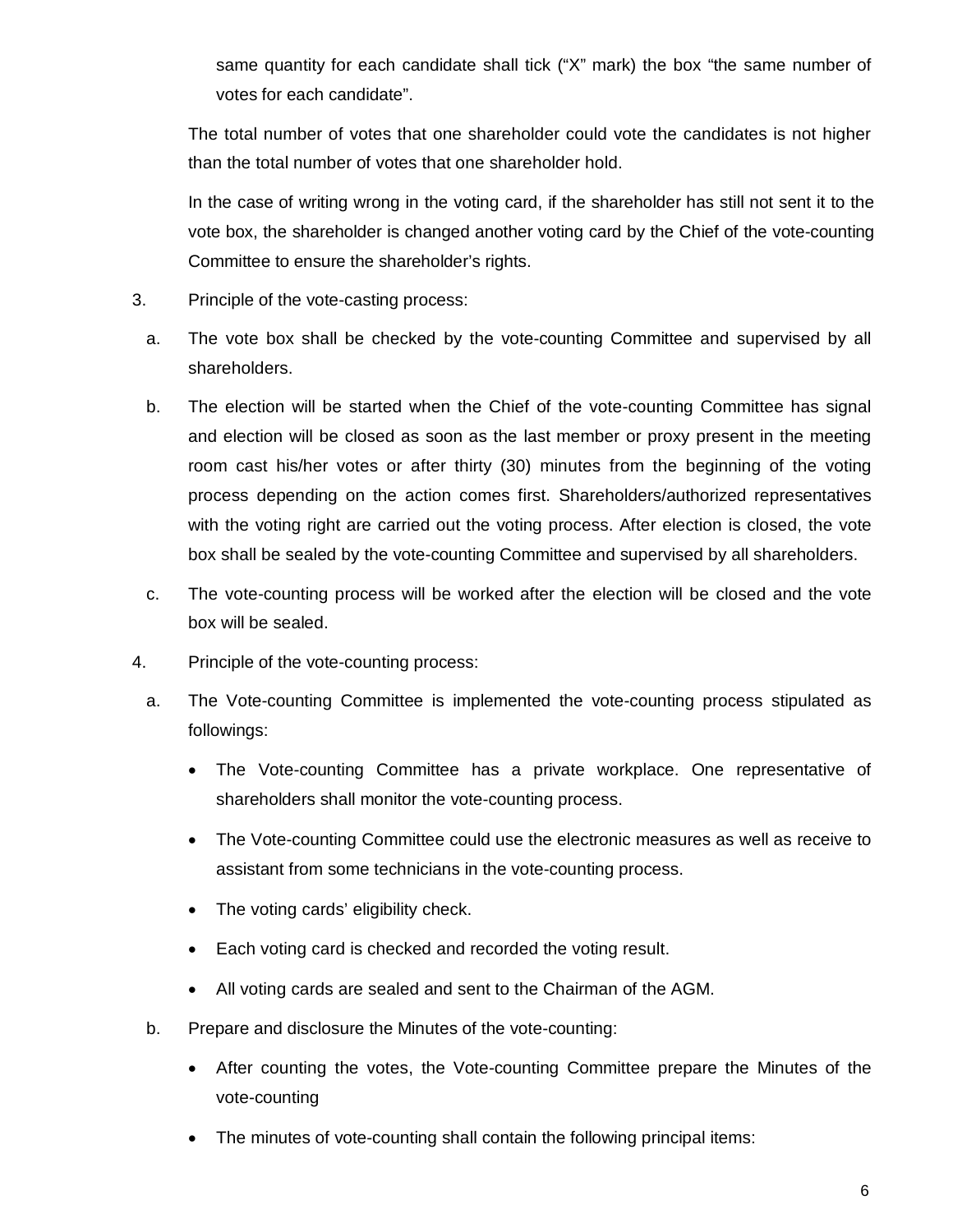same quantity for each candidate shall tick ("X" mark) the box "the same number of votes for each candidate".

The total number of votes that one shareholder could vote the candidates is not higher than the total number of votes that one shareholder hold.

In the case of writing wrong in the voting card, if the shareholder has still not sent it to the vote box, the shareholder is changed another voting card by the Chief of the vote-counting Committee to ensure the shareholder's rights.

3. Principle of the vote-casting process:

   a. The vote box shall be checked by the vote-counting Committee and supervised by all shareholders.

   b. The election will be started when the Chief of the vote-counting Committee has signal and election will be closed as soon as the last member or proxy present in the meeting room cast his/her votes or after thirty (30) minutes from the beginning of the voting process depending on the action comes first. Shareholders/authorized representatives with the voting right are carried out the voting process. After election is closed, the vote box shall be sealed by the vote-counting Committee and supervised by all shareholders.

   c. The vote-counting process will be worked after the election will be closed and the vote box will be sealed.

4. Principle of the vote-counting process:

   a. The Vote-counting Committee is implemented the vote-counting process stipulated as followings:

      - The Vote-counting Committee has a private workplace. One representative of shareholders shall monitor the vote-counting process.
      - The Vote-counting Committee could use the electronic measures as well as receive to assistant from some technicians in the vote-counting process.
      - The voting cards' eligibility check.
      - Each voting card is checked and recorded the voting result.
      - All voting cards are sealed and sent to the Chairman of the AGM.

   b. Prepare and disclosure the Minutes of the vote-counting:

      - After counting the votes, the Vote-counting Committee prepare the Minutes of the vote-counting
      - The minutes of vote-counting shall contain the following principal items: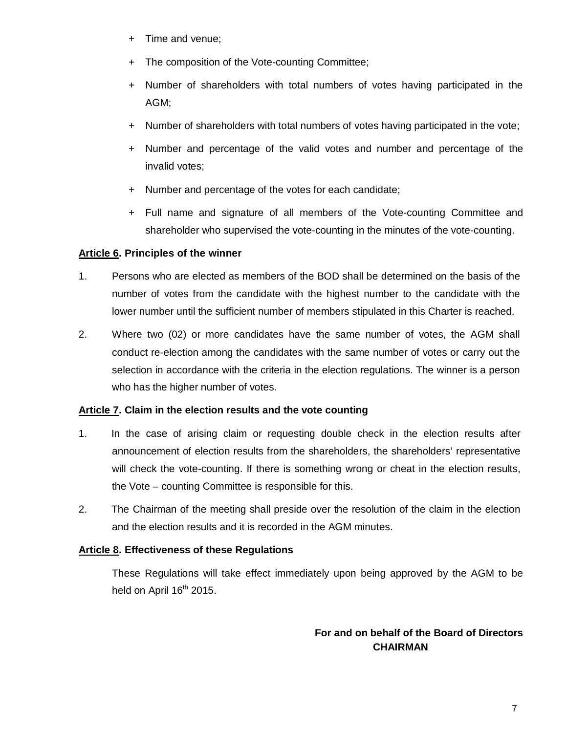+ Time and venue;
+ The composition of the Vote-counting Committee;
+ Number of shareholders with total numbers of votes having participated in the AGM;
+ Number of shareholders with total numbers of votes having participated in the vote;
+ Number and percentage of the valid votes and number and percentage of the invalid votes;
+ Number and percentage of the votes for each candidate;
+ Full name and signature of all members of the Vote-counting Committee and shareholder who supervised the vote-counting in the minutes of the vote-counting.

**Article 6. Principles of the winner**

1. Persons who are elected as members of the BOD shall be determined on the basis of the number of votes from the candidate with the highest number to the candidate with the lower number until the sufficient number of members stipulated in this Charter is reached.
2. Where two (02) or more candidates have the same number of votes, the AGM shall conduct re-election among the candidates with the same number of votes or carry out the selection in accordance with the criteria in the election regulations. The winner is a person who has the higher number of votes.

**Article 7. Claim in the election results and the vote counting**

1. In the case of arising claim or requesting double check in the election results after announcement of election results from the shareholders, the shareholders' representative will check the vote-counting. If there is something wrong or cheat in the election results, the Vote – counting Committee is responsible for this.
2. The Chairman of the meeting shall preside over the resolution of the claim in the election and the election results and it is recorded in the AGM minutes.

**Article 8. Effectiveness of these Regulations**

These Regulations will take effect immediately upon being approved by the AGM to be held on April 16th 2015.

**For and on behalf of the Board of Directors**
**CHAIRMAN**